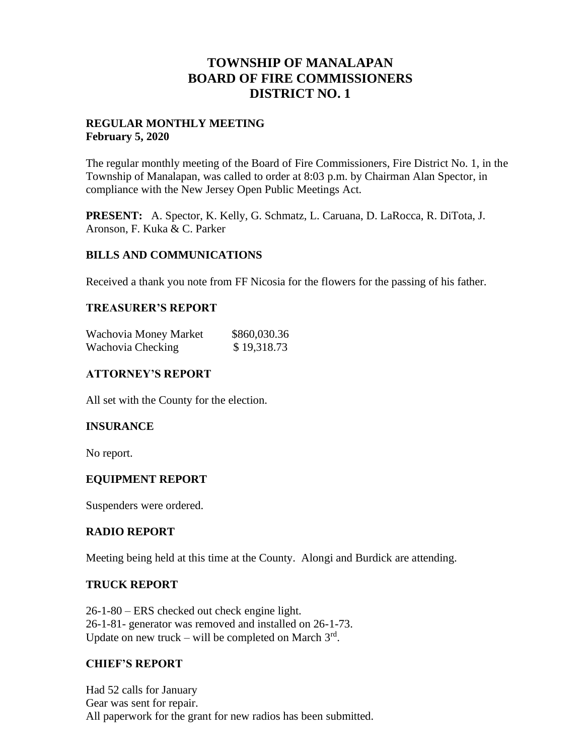# TOWNSHIP OF MANALAPAN
# BOARD OF FIRE COMMISSIONERS
# DISTRICT NO. 1

**REGULAR MONTHLY MEETING**
**February 5, 2020**

The regular monthly meeting of the Board of Fire Commissioners, Fire District No. 1, in the Township of Manalapan, was called to order at 8:03 p.m. by Chairman Alan Spector, in compliance with the New Jersey Open Public Meetings Act.

**PRESENT:** A. Spector, K. Kelly, G. Schmatz, L. Caruana, D. LaRocca, R. DiTota, J. Aronson, F. Kuka & C. Parker

## BILLS AND COMMUNICATIONS

Received a thank you note from FF Nicosia for the flowers for the passing of his father.

## TREASURER'S REPORT

| | |
|---|---|
| Wachovia Money Market | $860,030.36 |
| Wachovia Checking | $ 19,318.73 |

## ATTORNEY'S REPORT

All set with the County for the election.

## INSURANCE

No report.

## EQUIPMENT REPORT

Suspenders were ordered.

## RADIO REPORT

Meeting being held at this time at the County. Alongi and Burdick are attending.

## TRUCK REPORT

26-1-80 – ERS checked out check engine light.
26-1-81- generator was removed and installed on 26-1-73.
Update on new truck – will be completed on March 3rd.

## CHIEF'S REPORT

Had 52 calls for January
Gear was sent for repair.
All paperwork for the grant for new radios has been submitted.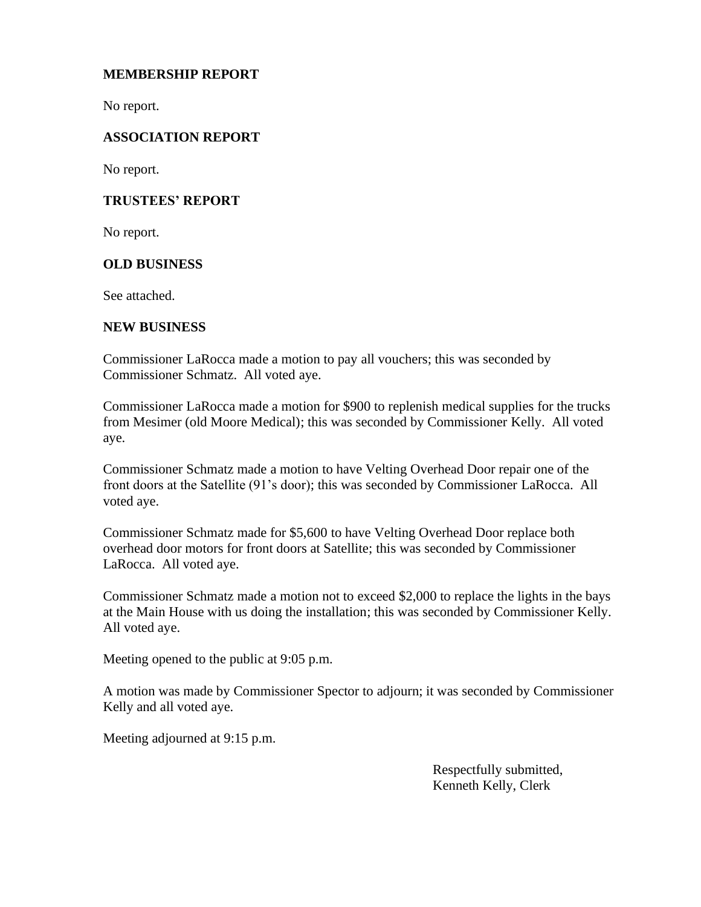**MEMBERSHIP REPORT**

No report.

**ASSOCIATION REPORT**

No report.

**TRUSTEES' REPORT**

No report.

**OLD BUSINESS**

See attached.

**NEW BUSINESS**

Commissioner LaRocca made a motion to pay all vouchers; this was seconded by Commissioner Schmatz. All voted aye.

Commissioner LaRocca made a motion for $900 to replenish medical supplies for the trucks from Mesimer (old Moore Medical); this was seconded by Commissioner Kelly. All voted aye.

Commissioner Schmatz made a motion to have Velting Overhead Door repair one of the front doors at the Satellite (91's door); this was seconded by Commissioner LaRocca. All voted aye.

Commissioner Schmatz made for $5,600 to have Velting Overhead Door replace both overhead door motors for front doors at Satellite; this was seconded by Commissioner LaRocca. All voted aye.

Commissioner Schmatz made a motion not to exceed $2,000 to replace the lights in the bays at the Main House with us doing the installation; this was seconded by Commissioner Kelly. All voted aye.

Meeting opened to the public at 9:05 p.m.

A motion was made by Commissioner Spector to adjourn; it was seconded by Commissioner Kelly and all voted aye.

Meeting adjourned at 9:15 p.m.

Respectfully submitted,
Kenneth Kelly, Clerk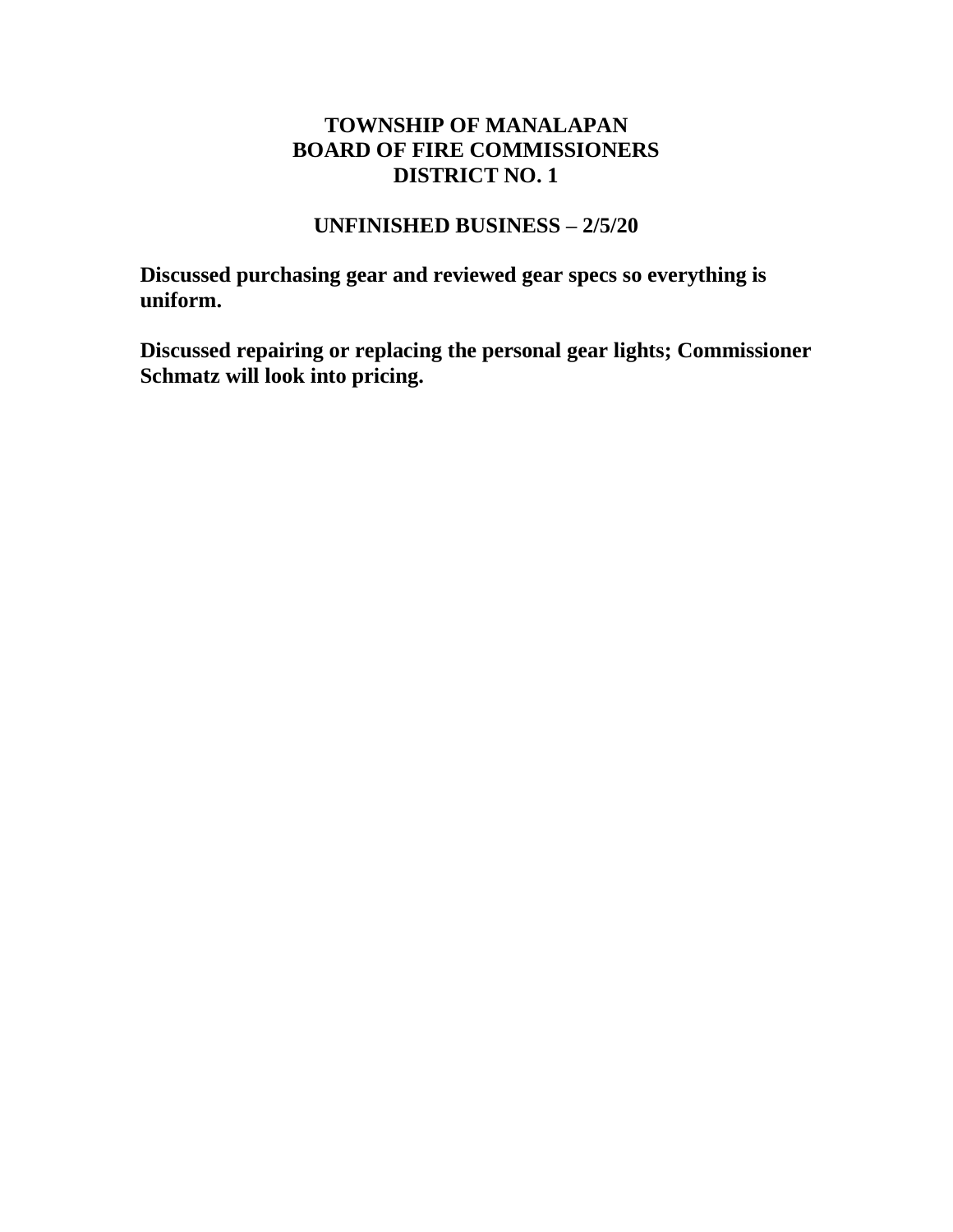**TOWNSHIP OF MANALAPAN**
**BOARD OF FIRE COMMISSIONERS**
**DISTRICT NO. 1**

**UNFINISHED BUSINESS – 2/5/20**

**Discussed purchasing gear and reviewed gear specs so everything is uniform.**

**Discussed repairing or replacing the personal gear lights; Commissioner Schmatz will look into pricing.**